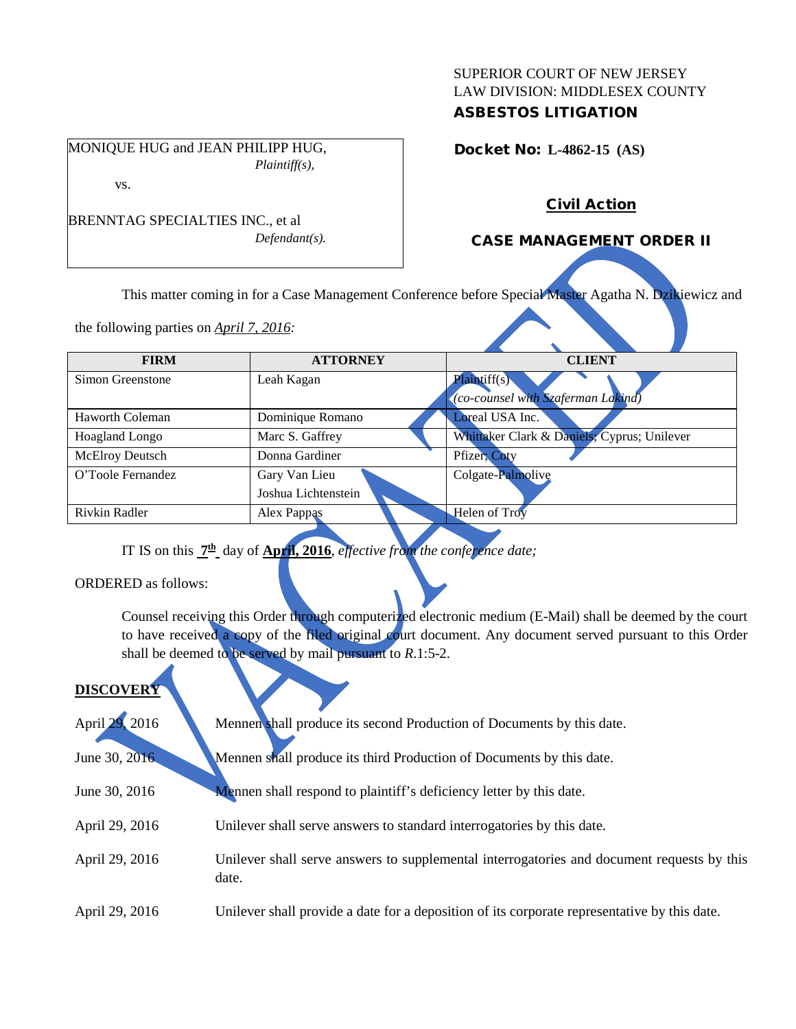SUPERIOR COURT OF NEW JERSEY
LAW DIVISION: MIDDLESEX COUNTY
**ASBESTOS LITIGATION**

MONIQUE HUG and JEAN PHILIPP HUG,
*Plaintiff(s),*

vs.

BRENNTAG SPECIALTIES INC., et al
*Defendant(s).*

**Docket No: L-4862-15 (AS)**

**Civil Action**

**CASE MANAGEMENT ORDER II**

VACATED

This matter coming in for a Case Management Conference before Special Master Agatha N. Dzikiewicz and the following parties on *April 7, 2016:*

| FIRM | ATTORNEY | CLIENT |
|---|---|---|
| Simon Greenstone | Leah Kagan | Plaintiff(s) *(co-counsel with Szaferman Lakind)* |
| Haworth Coleman | Dominique Romano | Loreal USA Inc. |
| Hoagland Longo | Marc S. Gaffrey | Whittaker Clark & Daniels; Cyprus; Unilever |
| McElroy Deutsch | Donna Gardiner | Pfizer; Coty |
| O'Toole Fernandez | Gary Van Lieu<br>Joshua Lichtenstein | Colgate-Palmolive |
| Rivkin Radler | Alex Pappas | Helen of Troy |

IT IS on this **7th** day of **April, 2016**, *effective from the conference date;*

ORDERED as follows:

Counsel receiving this Order through computerized electronic medium (E-Mail) shall be deemed by the court to have received a copy of the filed original court document. Any document served pursuant to this Order shall be deemed to be served by mail pursuant to *R*.1:5-2.

**DISCOVERY**

| | |
|---|---|
| April 29, 2016 | Mennen shall produce its second Production of Documents by this date. |
| June 30, 2016 | Mennen shall produce its third Production of Documents by this date. |
| June 30, 2016 | Mennen shall respond to plaintiff's deficiency letter by this date. |
| April 29, 2016 | Unilever shall serve answers to standard interrogatories by this date. |
| April 29, 2016 | Unilever shall serve answers to supplemental interrogatories and document requests by this date. |
| April 29, 2016 | Unilever shall provide a date for a deposition of its corporate representative by this date. |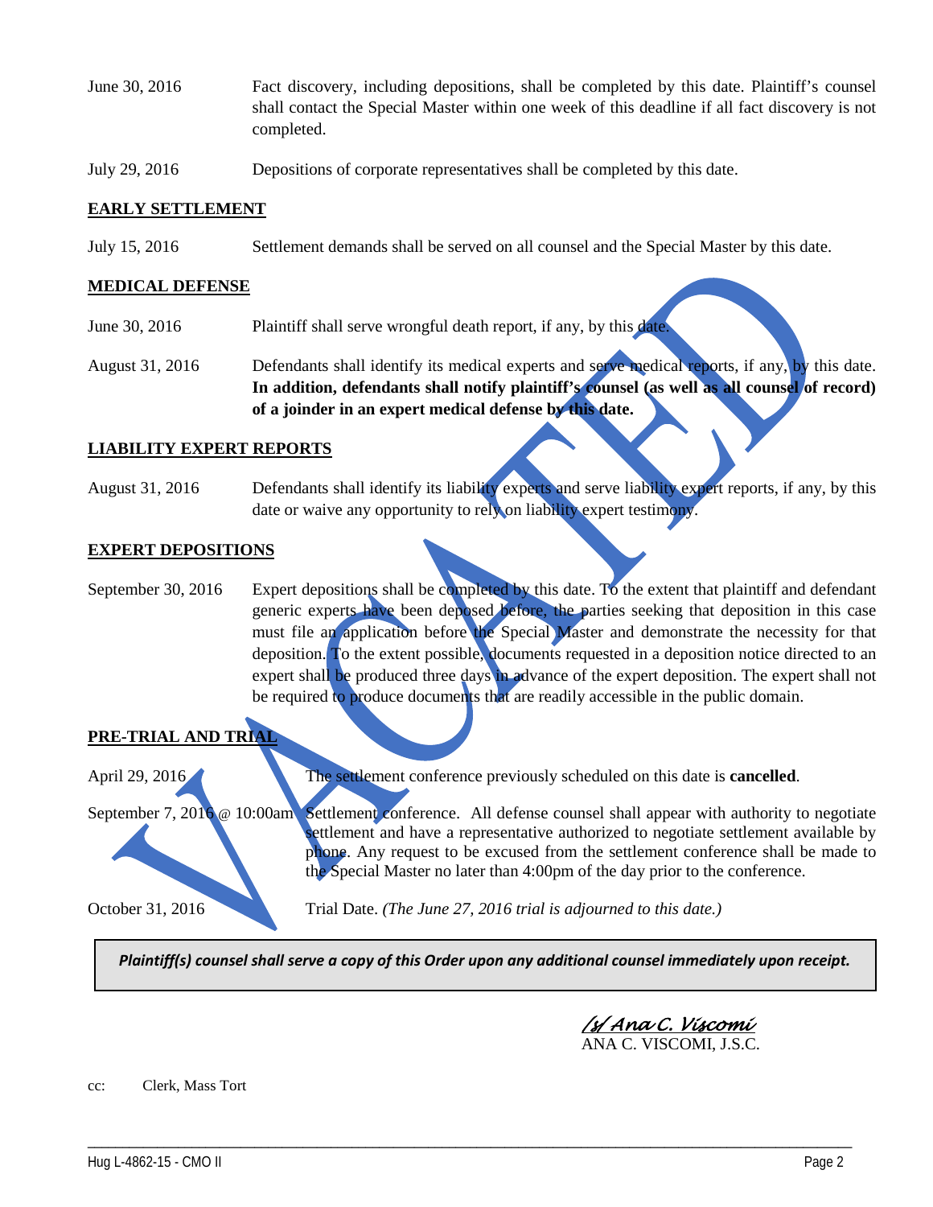| | |
|---|---|
| June 30, 2016 | Fact discovery, including depositions, shall be completed by this date. Plaintiff's counsel shall contact the Special Master within one week of this deadline if all fact discovery is not completed. |
| July 29, 2016 | Depositions of corporate representatives shall be completed by this date. |

**EARLY SETTLEMENT**

| | |
|---|---|
| July 15, 2016 | Settlement demands shall be served on all counsel and the Special Master by this date. |

**MEDICAL DEFENSE**

| | |
|---|---|
| June 30, 2016 | Plaintiff shall serve wrongful death report, if any, by this date. |
| August 31, 2016 | Defendants shall identify its medical experts and serve medical reports, if any, by this date. **In addition, defendants shall notify plaintiff's counsel (as well as all counsel of record) of a joinder in an expert medical defense by this date.** |

**LIABILITY EXPERT REPORTS**

| | |
|---|---|
| August 31, 2016 | Defendants shall identify its liability experts and serve liability expert reports, if any, by this date or waive any opportunity to rely on liability expert testimony. |

**EXPERT DEPOSITIONS**

| | |
|---|---|
| September 30, 2016 | Expert depositions shall be completed by this date. To the extent that plaintiff and defendant generic experts have been deposed before, the parties seeking that deposition in this case must file an application before the Special Master and demonstrate the necessity for that deposition. To the extent possible, documents requested in a deposition notice directed to an expert shall be produced three days in advance of the expert deposition. The expert shall not be required to produce documents that are readily accessible in the public domain. |

**PRE-TRIAL AND TRIAL**

| | |
|---|---|
| April 29, 2016 | The settlement conference previously scheduled on this date is **cancelled**. |
| September 7, 2016 @ 10:00am | Settlement conference. All defense counsel shall appear with authority to negotiate settlement and have a representative authorized to negotiate settlement available by phone. Any request to be excused from the settlement conference shall be made to the Special Master no later than 4:00pm of the day prior to the conference. |
| October 31, 2016 | Trial Date. *(The June 27, 2016 trial is adjourned to this date.)* |

***Plaintiff(s) counsel shall serve a copy of this Order upon any additional counsel immediately upon receipt.***

*/s/ Ana C. Viscomi*
ANA C. VISCOMI, J.S.C.

cc: Clerk, Mass Tort

VACATED